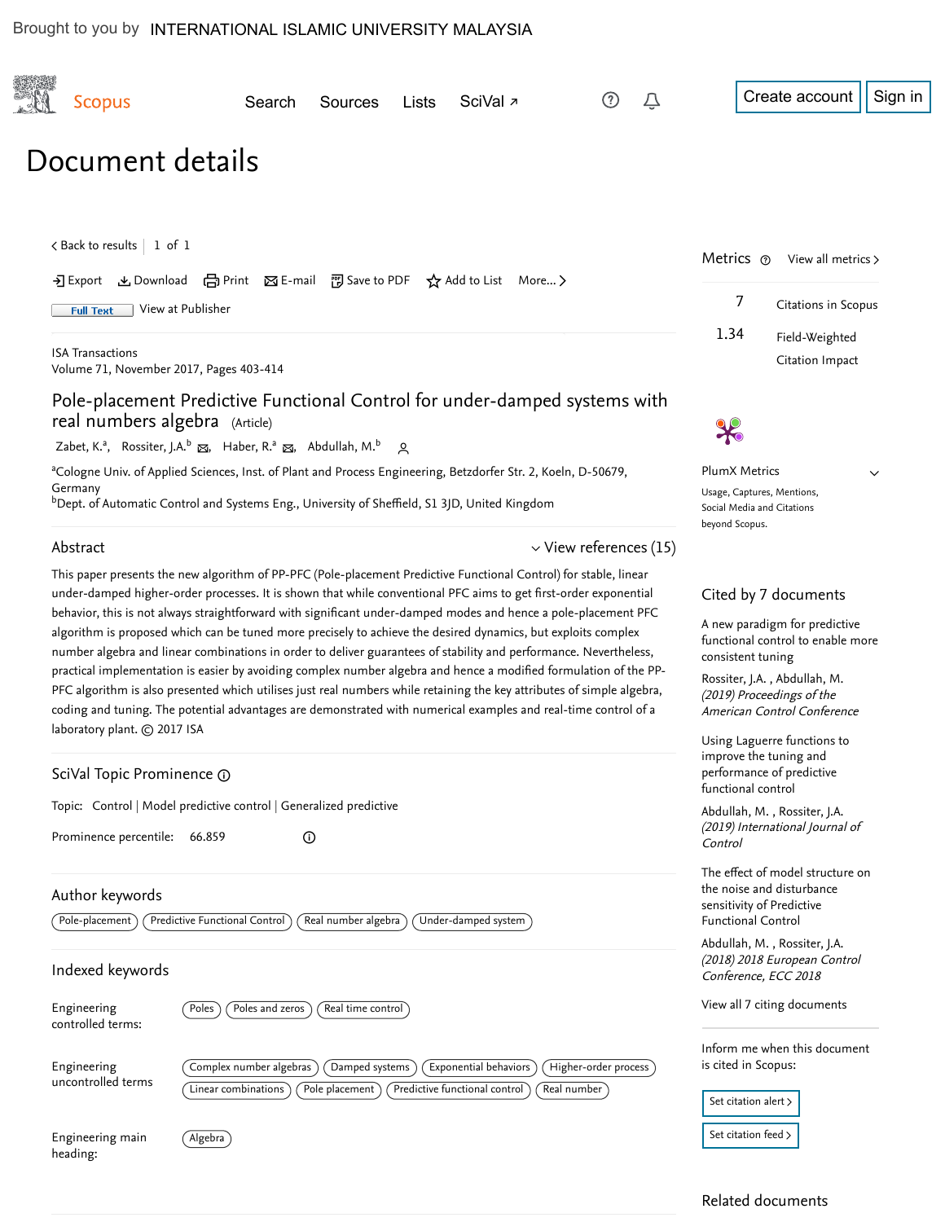Brought to you by INTERNATIONAL ISLAMIC UNIVERSITY MALAYSIA

Scopus

Search Sources Lists SciVal ↗

Create account Sign in

# Document details

< Back to results | 1 of 1

Export Download Print E-mail Save to PDF Add to List More... >

Full Text View at Publisher

ISA Transactions
Volume 71, November 2017, Pages 403-414

## Pole-placement Predictive Functional Control for under-damped systems with real numbers algebra (Article)

Zabet, K.[a], Rossiter, J.A.[b], Haber, R.[a], Abdullah, M.[b]

[a]Cologne Univ. of Applied Sciences, Inst. of Plant and Process Engineering, Betzdorfer Str. 2, Koeln, D-50679, Germany
[b]Dept. of Automatic Control and Systems Eng., University of Sheffield, S1 3JD, United Kingdom

### Abstract

View references (15)

This paper presents the new algorithm of PP-PFC (Pole-placement Predictive Functional Control) for stable, linear under-damped higher-order processes. It is shown that while conventional PFC aims to get first-order exponential behavior, this is not always straightforward with significant under-damped modes and hence a pole-placement PFC algorithm is proposed which can be tuned more precisely to achieve the desired dynamics, but exploits complex number algebra and linear combinations in order to deliver guarantees of stability and performance. Nevertheless, practical implementation is easier by avoiding complex number algebra and hence a modified formulation of the PP-PFC algorithm is also presented which utilises just real numbers while retaining the key attributes of simple algebra, coding and tuning. The potential advantages are demonstrated with numerical examples and real-time control of a laboratory plant. © 2017 ISA

### SciVal Topic Prominence

Topic: Control | Model predictive control | Generalized predictive

Prominence percentile: 66.859

### Author keywords

Pole-placement; Predictive Functional Control; Real number algebra; Under-damped system

### Indexed keywords

Engineering controlled terms: Poles; Poles and zeros; Real time control

Engineering uncontrolled terms: Complex number algebras; Damped systems; Exponential behaviors; Higher-order process; Linear combinations; Pole placement; Predictive functional control; Real number

Engineering main heading: Algebra

### Metrics

View all metrics >

7 Citations in Scopus

1.34 Field-Weighted Citation Impact

PlumX Metrics

Usage, Captures, Mentions, Social Media and Citations beyond Scopus.

### Cited by 7 documents

A new paradigm for predictive functional control to enable more consistent tuning

Rossiter, J.A. , Abdullah, M.
*(2019) Proceedings of the American Control Conference*

Using Laguerre functions to improve the tuning and performance of predictive functional control

Abdullah, M. , Rossiter, J.A.
*(2019) International Journal of Control*

The effect of model structure on the noise and disturbance sensitivity of Predictive Functional Control

Abdullah, M. , Rossiter, J.A.
*(2018) 2018 European Control Conference, ECC 2018*

View all 7 citing documents

Inform me when this document is cited in Scopus:

Set citation alert >

Set citation feed >

### Related documents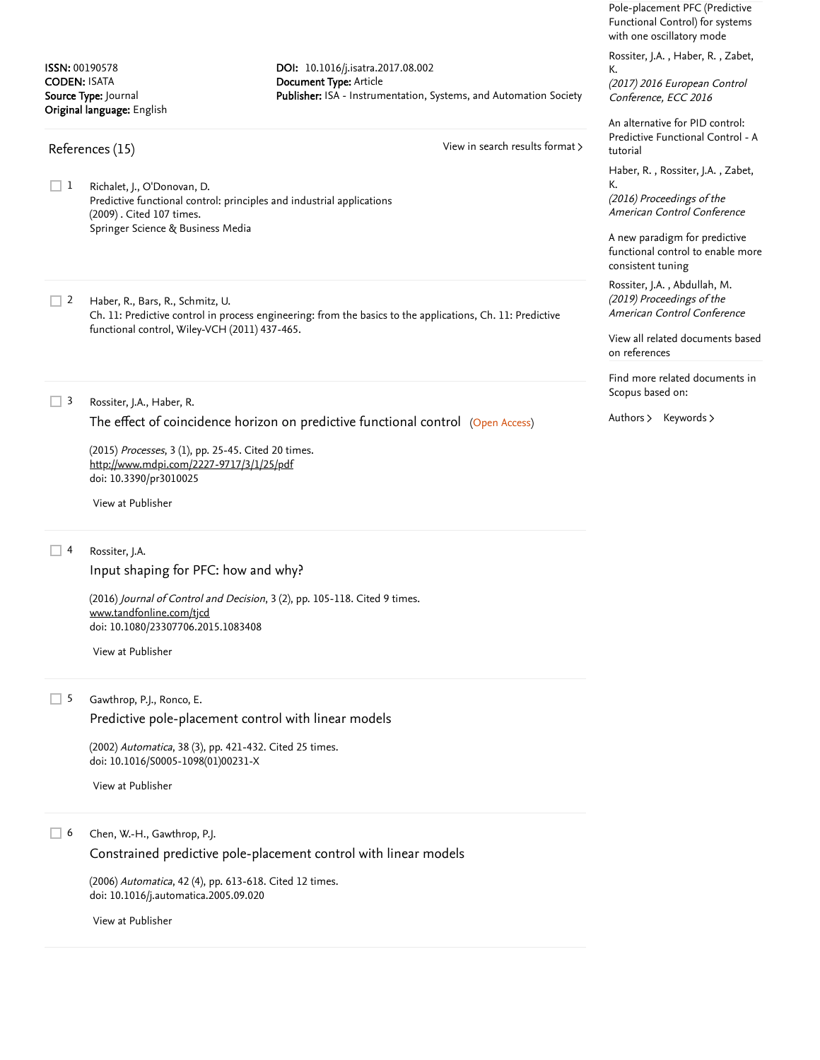ISSN: 00190578
CODEN: ISATA
Source Type: Journal
Original language: English

DOI: 10.1016/j.isatra.2017.08.002
Document Type: Article
Publisher: ISA - Instrumentation, Systems, and Automation Society

## References (15)

View in search results format >

1. Richalet, J., O'Donovan, D.
Predictive functional control: principles and industrial applications
(2009) . Cited 107 times.
Springer Science & Business Media

2. Haber, R., Bars, R., Schmitz, U.
Ch. 11: Predictive control in process engineering: from the basics to the applications, Ch. 11: Predictive functional control, Wiley-VCH (2011) 437-465.

3. Rossiter, J.A., Haber, R.
The effect of coincidence horizon on predictive functional control (Open Access)
(2015) *Processes*, 3 (1), pp. 25-45. Cited 20 times.
http://www.mdpi.com/2227-9717/3/1/25/pdf
doi: 10.3390/pr3010025
View at Publisher

4. Rossiter, J.A.
Input shaping for PFC: how and why?
(2016) *Journal of Control and Decision*, 3 (2), pp. 105-118. Cited 9 times.
www.tandfonline.com/tjcd
doi: 10.1080/23307706.2015.1083408
View at Publisher

5. Gawthrop, P.J., Ronco, E.
Predictive pole-placement control with linear models
(2002) *Automatica*, 38 (3), pp. 421-432. Cited 25 times.
doi: 10.1016/S0005-1098(01)00231-X
View at Publisher

6. Chen, W.-H., Gawthrop, P.J.
Constrained predictive pole-placement control with linear models
(2006) *Automatica*, 42 (4), pp. 613-618. Cited 12 times.
doi: 10.1016/j.automatica.2005.09.020
View at Publisher

Pole-placement PFC (Predictive Functional Control) for systems with one oscillatory mode
Rossiter, J.A. , Haber, R. , Zabet, K.
*(2017) 2016 European Control Conference, ECC 2016*

An alternative for PID control: Predictive Functional Control - A tutorial
Haber, R. , Rossiter, J.A. , Zabet, K.
*(2016) Proceedings of the American Control Conference*

A new paradigm for predictive functional control to enable more consistent tuning
Rossiter, J.A. , Abdullah, M.
*(2019) Proceedings of the American Control Conference*

View all related documents based on references

Find more related documents in Scopus based on:

Authors > Keywords >